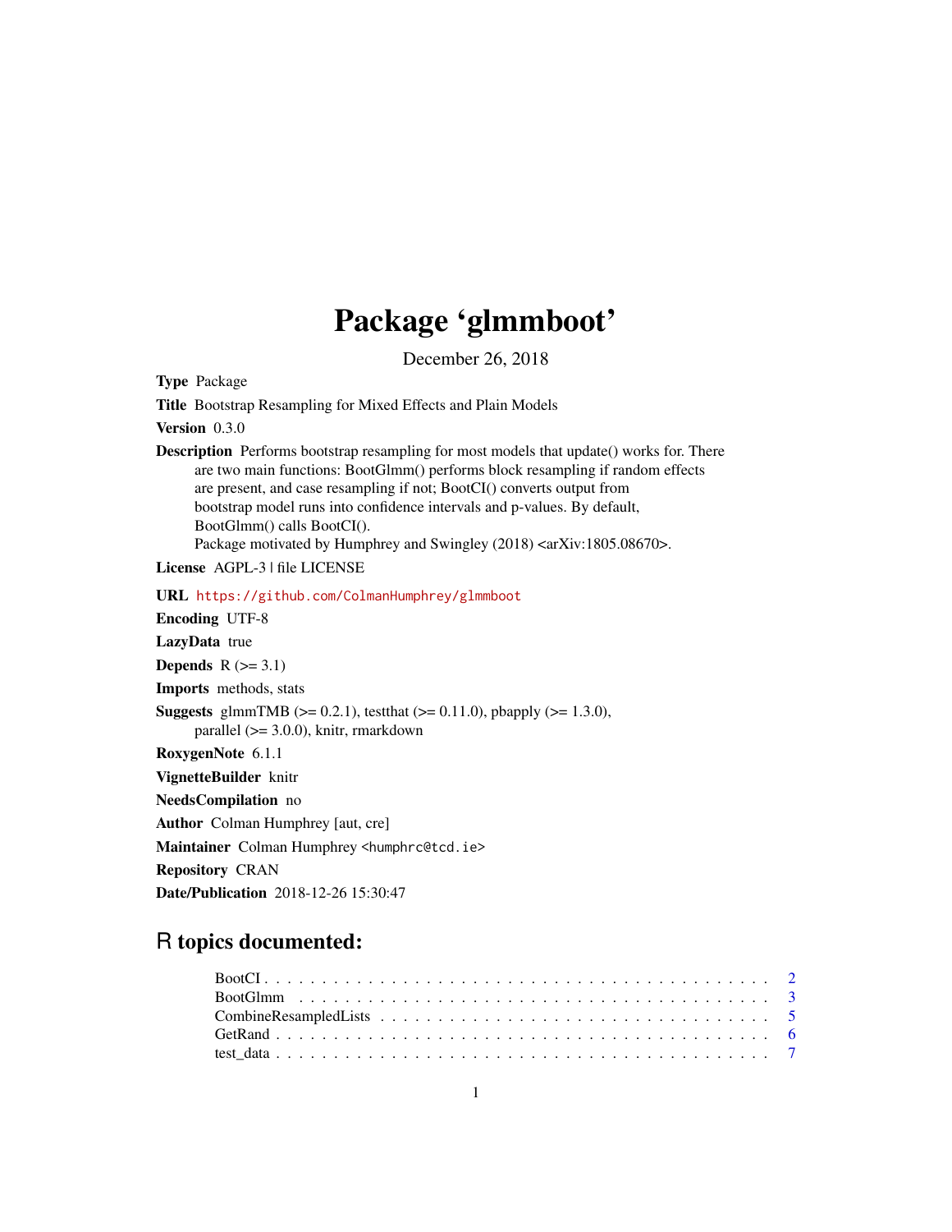# Package 'glmmboot'

December 26, 2018

**Type** Package

**Title** Bootstrap Resampling for Mixed Effects and Plain Models

**Version** 0.3.0

**Description** Performs bootstrap resampling for most models that update() works for. There are two main functions: BootGlmm() performs block resampling if random effects are present, and case resampling if not; BootCI() converts output from bootstrap model runs into confidence intervals and p-values. By default, BootGlmm() calls BootCI().
Package motivated by Humphrey and Swingley (2018) <arXiv:1805.08670>.

**License** AGPL-3 | file LICENSE

**URL** https://github.com/ColmanHumphrey/glmmboot

**Encoding** UTF-8

**LazyData** true

**Depends** R (>= 3.1)

**Imports** methods, stats

**Suggests** glmmTMB (>= 0.2.1), testthat (>= 0.11.0), pbapply (>= 1.3.0), parallel (>= 3.0.0), knitr, rmarkdown

**RoxygenNote** 6.1.1

**VignetteBuilder** knitr

**NeedsCompilation** no

**Author** Colman Humphrey [aut, cre]

**Maintainer** Colman Humphrey <humphrc@tcd.ie>

**Repository** CRAN

**Date/Publication** 2018-12-26 15:30:47

## R topics documented:

- BootCI . . . . . . . . . . . . . . . . . . . . . . . . . . . . . . . . . . . . . . . . . . 2
- BootGlmm . . . . . . . . . . . . . . . . . . . . . . . . . . . . . . . . . . . . . . . . 3
- CombineResampledLists . . . . . . . . . . . . . . . . . . . . . . . . . . . . . . . . 5
- GetRand . . . . . . . . . . . . . . . . . . . . . . . . . . . . . . . . . . . . . . . . . 6
- test_data . . . . . . . . . . . . . . . . . . . . . . . . . . . . . . . . . . . . . . . . 7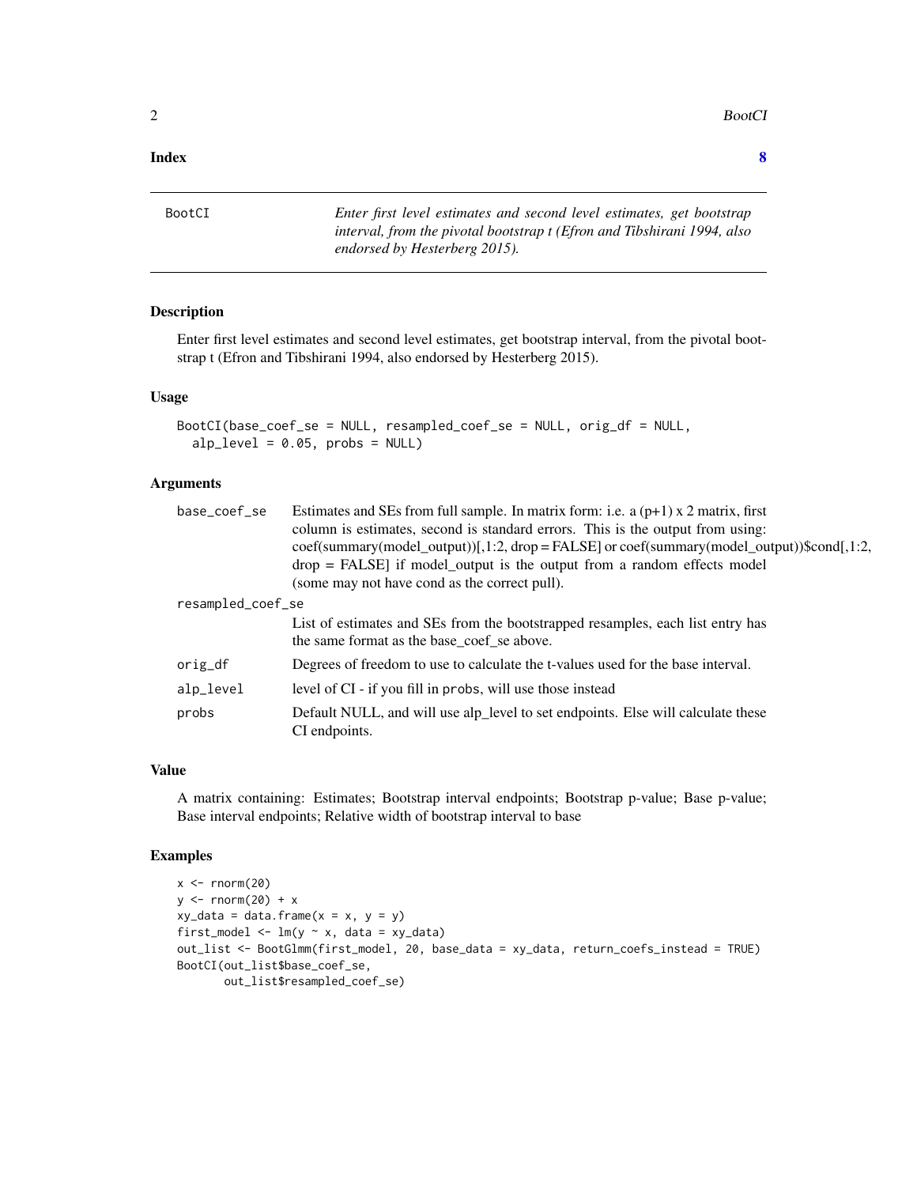**Index** 8

---

BootCI — *Enter first level estimates and second level estimates, get bootstrap interval, from the pivotal bootstrap t (Efron and Tibshirani 1994, also endorsed by Hesterberg 2015).*

---

## Description

Enter first level estimates and second level estimates, get bootstrap interval, from the pivotal bootstrap t (Efron and Tibshirani 1994, also endorsed by Hesterberg 2015).

## Usage

```
BootCI(base_coef_se = NULL, resampled_coef_se = NULL, orig_df = NULL,
  alp_level = 0.05, probs = NULL)
```

## Arguments

| Argument | Description |
|---|---|
| `base_coef_se` | Estimates and SEs from full sample. In matrix form: i.e. a (p+1) x 2 matrix, first column is estimates, second is standard errors. This is the output from using: coef(summary(model_output))[,1:2, drop = FALSE] or coef(summary(model_output))$cond[,1:2, drop = FALSE] if model_output is the output from a random effects model (some may not have cond as the correct pull). |
| `resampled_coef_se` | List of estimates and SEs from the bootstrapped resamples, each list entry has the same format as the base_coef_se above. |
| `orig_df` | Degrees of freedom to use to calculate the t-values used for the base interval. |
| `alp_level` | level of CI - if you fill in `probs`, will use those instead |
| `probs` | Default NULL, and will use alp_level to set endpoints. Else will calculate these CI endpoints. |

## Value

A matrix containing: Estimates; Bootstrap interval endpoints; Bootstrap p-value; Base p-value; Base interval endpoints; Relative width of bootstrap interval to base

## Examples

```
x <- rnorm(20)
y <- rnorm(20) + x
xy_data = data.frame(x = x, y = y)
first_model <- lm(y ~ x, data = xy_data)
out_list <- BootGlmm(first_model, 20, base_data = xy_data, return_coefs_instead = TRUE)
BootCI(out_list$base_coef_se,
       out_list$resampled_coef_se)
```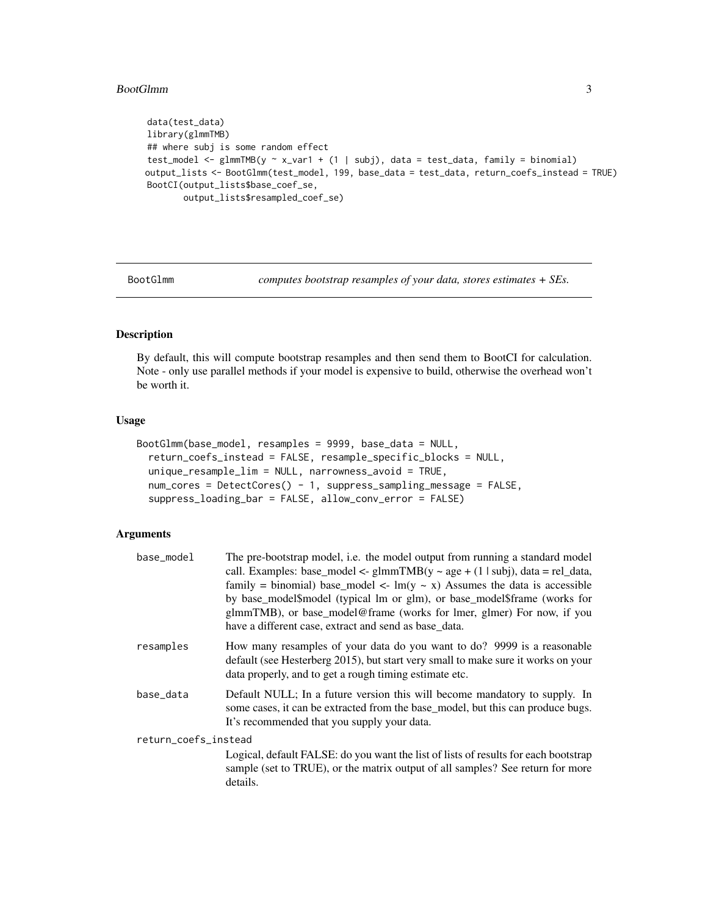```
data(test_data)
library(glmmTMB)
## where subj is some random effect
test_model <- glmmTMB(y ~ x_var1 + (1 | subj), data = test_data, family = binomial)
output_lists <- BootGlmm(test_model, 199, base_data = test_data, return_coefs_instead = TRUE)
BootCI(output_lists$base_coef_se,
       output_lists$resampled_coef_se)
```

---

## BootGlmm — *computes bootstrap resamples of your data, stores estimates + SEs.*

---

### Description

By default, this will compute bootstrap resamples and then send them to BootCI for calculation. Note - only use parallel methods if your model is expensive to build, otherwise the overhead won't be worth it.

### Usage

```
BootGlmm(base_model, resamples = 9999, base_data = NULL,
  return_coefs_instead = FALSE, resample_specific_blocks = NULL,
  unique_resample_lim = NULL, narrowness_avoid = TRUE,
  num_cores = DetectCores() - 1, suppress_sampling_message = FALSE,
  suppress_loading_bar = FALSE, allow_conv_error = FALSE)
```

### Arguments

| | |
|---|---|
| `base_model` | The pre-bootstrap model, i.e. the model output from running a standard model call. Examples: base_model <- glmmTMB(y ~ age + (1 \| subj), data = rel_data, family = binomial) base_model <- lm(y ~ x) Assumes the data is accessible by base_model$model (typical lm or glm), or base_model$frame (works for glmmTMB), or base_model@frame (works for lmer, glmer) For now, if you have a different case, extract and send as base_data. |
| `resamples` | How many resamples of your data do you want to do? 9999 is a reasonable default (see Hesterberg 2015), but start very small to make sure it works on your data properly, and to get a rough timing estimate etc. |
| `base_data` | Default NULL; In a future version this will become mandatory to supply. In some cases, it can be extracted from the base_model, but this can produce bugs. It's recommended that you supply your data. |
| `return_coefs_instead` | Logical, default FALSE: do you want the list of lists of results for each bootstrap sample (set to TRUE), or the matrix output of all samples? See return for more details. |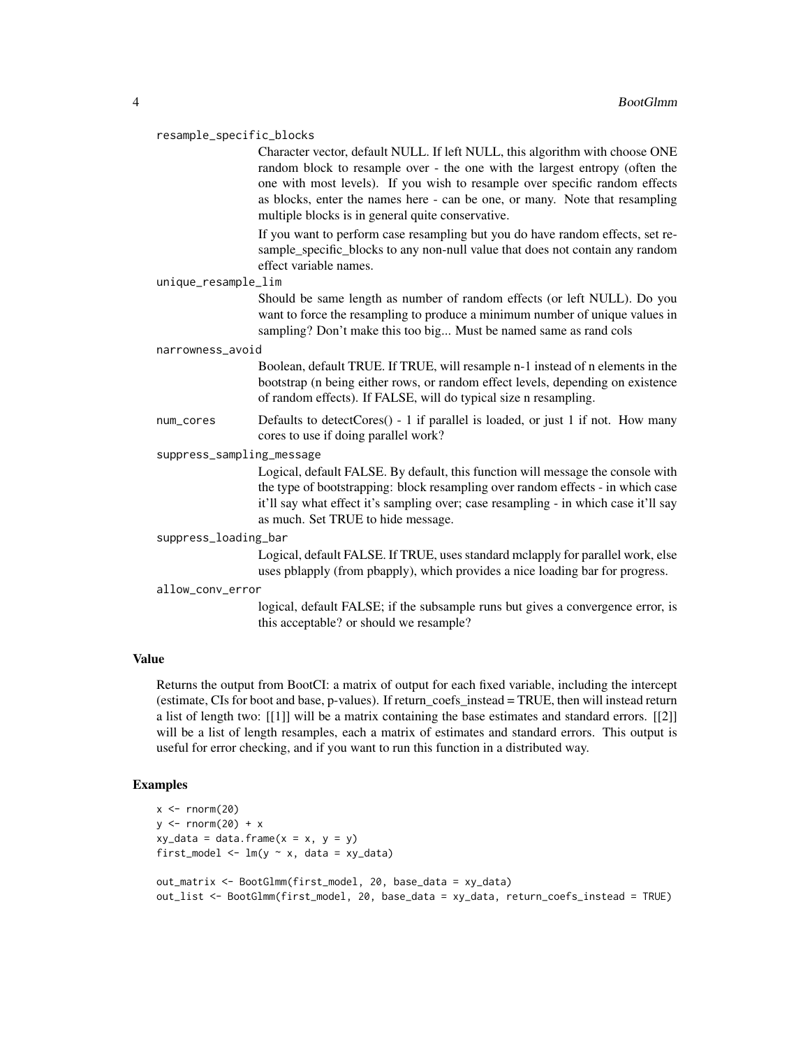resample_specific_blocks
: Character vector, default NULL. If left NULL, this algorithm with choose ONE random block to resample over - the one with the largest entropy (often the one with most levels). If you wish to resample over specific random effects as blocks, enter the names here - can be one, or many. Note that resampling multiple blocks is in general quite conservative.

  If you want to perform case resampling but you do have random effects, set resample_specific_blocks to any non-null value that does not contain any random effect variable names.

unique_resample_lim
: Should be same length as number of random effects (or left NULL). Do you want to force the resampling to produce a minimum number of unique values in sampling? Don't make this too big... Must be named same as rand cols

narrowness_avoid
: Boolean, default TRUE. If TRUE, will resample n-1 instead of n elements in the bootstrap (n being either rows, or random effect levels, depending on existence of random effects). If FALSE, will do typical size n resampling.

num_cores
: Defaults to detectCores() - 1 if parallel is loaded, or just 1 if not. How many cores to use if doing parallel work?

suppress_sampling_message
: Logical, default FALSE. By default, this function will message the console with the type of bootstrapping: block resampling over random effects - in which case it'll say what effect it's sampling over; case resampling - in which case it'll say as much. Set TRUE to hide message.

suppress_loading_bar
: Logical, default FALSE. If TRUE, uses standard mclapply for parallel work, else uses pblapply (from pbapply), which provides a nice loading bar for progress.

allow_conv_error
: logical, default FALSE; if the subsample runs but gives a convergence error, is this acceptable? or should we resample?

## Value

Returns the output from BootCI: a matrix of output for each fixed variable, including the intercept (estimate, CIs for boot and base, p-values). If return_coefs_instead = TRUE, then will instead return a list of length two: [[1]] will be a matrix containing the base estimates and standard errors. [[2]] will be a list of length resamples, each a matrix of estimates and standard errors. This output is useful for error checking, and if you want to run this function in a distributed way.

## Examples

```
x <- rnorm(20)
y <- rnorm(20) + x
xy_data = data.frame(x = x, y = y)
first_model <- lm(y ~ x, data = xy_data)

out_matrix <- BootGlmm(first_model, 20, base_data = xy_data)
out_list <- BootGlmm(first_model, 20, base_data = xy_data, return_coefs_instead = TRUE)
```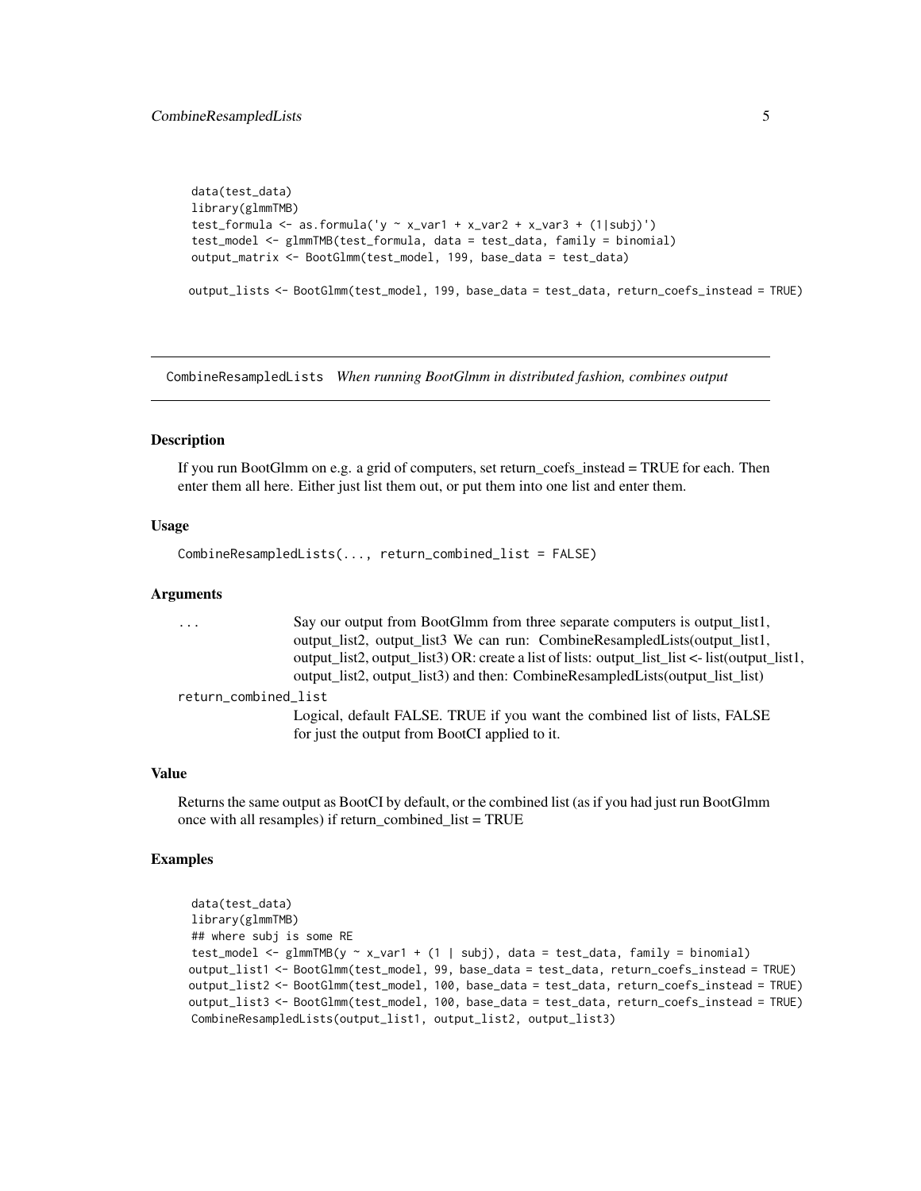```
data(test_data)
library(glmmTMB)
test_formula <- as.formula('y ~ x_var1 + x_var2 + x_var3 + (1|subj)')
test_model <- glmmTMB(test_formula, data = test_data, family = binomial)
output_matrix <- BootGlmm(test_model, 199, base_data = test_data)

output_lists <- BootGlmm(test_model, 199, base_data = test_data, return_coefs_instead = TRUE)
```

---

## CombineResampledLists *When running BootGlmm in distributed fashion, combines output*

---

### Description

If you run BootGlmm on e.g. a grid of computers, set return_coefs_instead = TRUE for each. Then enter them all here. Either just list them out, or put them into one list and enter them.

### Usage

```
CombineResampledLists(..., return_combined_list = FALSE)
```

### Arguments

| | |
|---|---|
| ... | Say our output from BootGlmm from three separate computers is output_list1, output_list2, output_list3 We can run: CombineResampledLists(output_list1, output_list2, output_list3) OR: create a list of lists: output_list_list <- list(output_list1, output_list2, output_list3) and then: CombineResampledLists(output_list_list) |
| return_combined_list | Logical, default FALSE. TRUE if you want the combined list of lists, FALSE for just the output from BootCI applied to it. |

### Value

Returns the same output as BootCI by default, or the combined list (as if you had just run BootGlmm once with all resamples) if return_combined_list = TRUE

### Examples

```
data(test_data)
library(glmmTMB)
## where subj is some RE
test_model <- glmmTMB(y ~ x_var1 + (1 | subj), data = test_data, family = binomial)
output_list1 <- BootGlmm(test_model, 99, base_data = test_data, return_coefs_instead = TRUE)
output_list2 <- BootGlmm(test_model, 100, base_data = test_data, return_coefs_instead = TRUE)
output_list3 <- BootGlmm(test_model, 100, base_data = test_data, return_coefs_instead = TRUE)
CombineResampledLists(output_list1, output_list2, output_list3)
```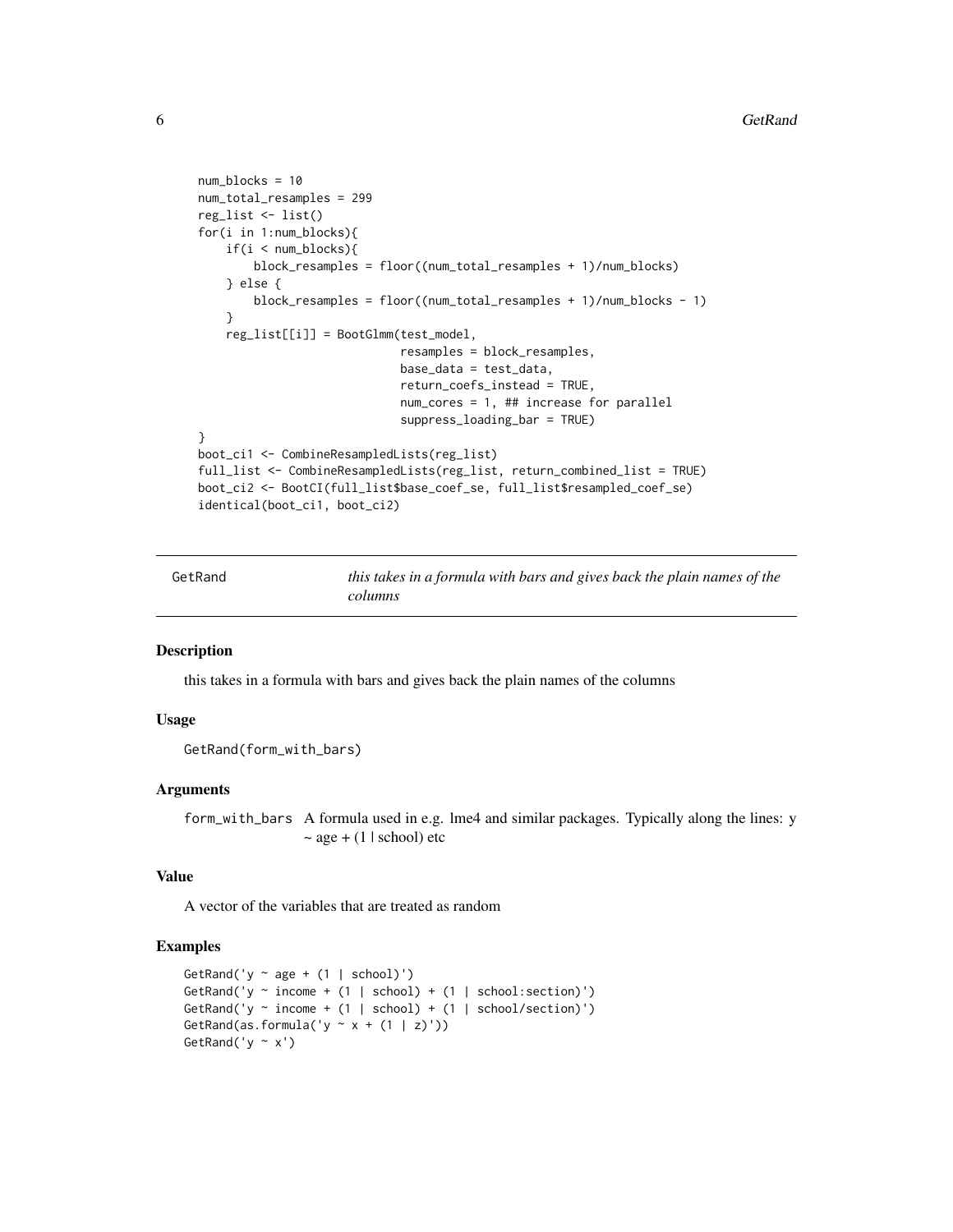```
num_blocks = 10
num_total_resamples = 299
reg_list <- list()
for(i in 1:num_blocks){
    if(i < num_blocks){
        block_resamples = floor((num_total_resamples + 1)/num_blocks)
    } else {
        block_resamples = floor((num_total_resamples + 1)/num_blocks - 1)
    }
    reg_list[[i]] = BootGlmm(test_model,
                             resamples = block_resamples,
                             base_data = test_data,
                             return_coefs_instead = TRUE,
                             num_cores = 1, ## increase for parallel
                             suppress_loading_bar = TRUE)
}
boot_ci1 <- CombineResampledLists(reg_list)
full_list <- CombineResampledLists(reg_list, return_combined_list = TRUE)
boot_ci2 <- BootCI(full_list$base_coef_se, full_list$resampled_coef_se)
identical(boot_ci1, boot_ci2)
```

## GetRand — *this takes in a formula with bars and gives back the plain names of the columns*

### Description

this takes in a formula with bars and gives back the plain names of the columns

### Usage

```
GetRand(form_with_bars)
```

### Arguments

`form_with_bars` A formula used in e.g. lme4 and similar packages. Typically along the lines: y ~ age + (1 | school) etc

### Value

A vector of the variables that are treated as random

### Examples

```
GetRand('y ~ age + (1 | school)')
GetRand('y ~ income + (1 | school) + (1 | school:section)')
GetRand('y ~ income + (1 | school) + (1 | school/section)')
GetRand(as.formula('y ~ x + (1 | z)'))
GetRand('y ~ x')
```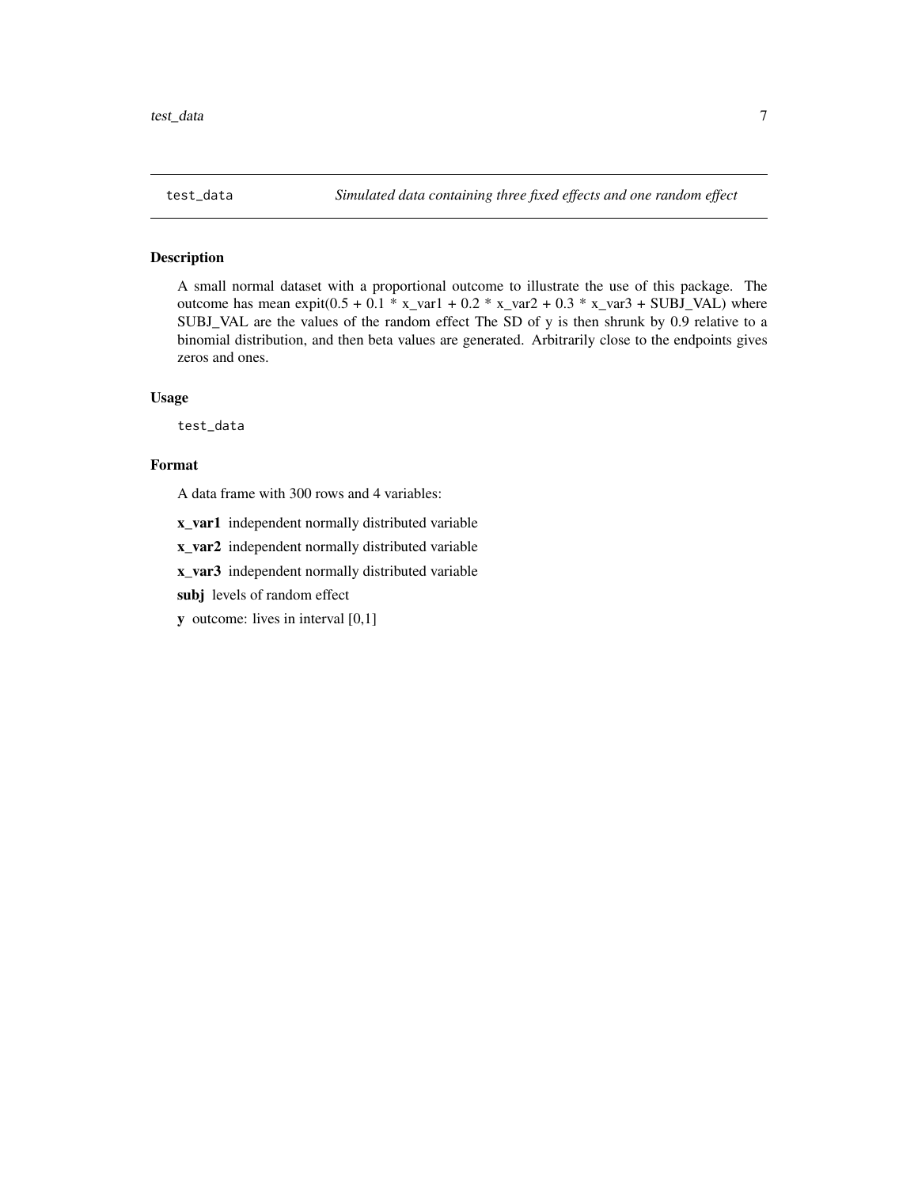test_data *Simulated data containing three fixed effects and one random effect*

## Description

A small normal dataset with a proportional outcome to illustrate the use of this package. The outcome has mean expit(0.5 + 0.1 * x_var1 + 0.2 * x_var2 + 0.3 * x_var3 + SUBJ_VAL) where SUBJ_VAL are the values of the random effect The SD of y is then shrunk by 0.9 relative to a binomial distribution, and then beta values are generated. Arbitrarily close to the endpoints gives zeros and ones.

## Usage

```
test_data
```

## Format

A data frame with 300 rows and 4 variables:

**x_var1** independent normally distributed variable

**x_var2** independent normally distributed variable

**x_var3** independent normally distributed variable

**subj** levels of random effect

**y** outcome: lives in interval [0,1]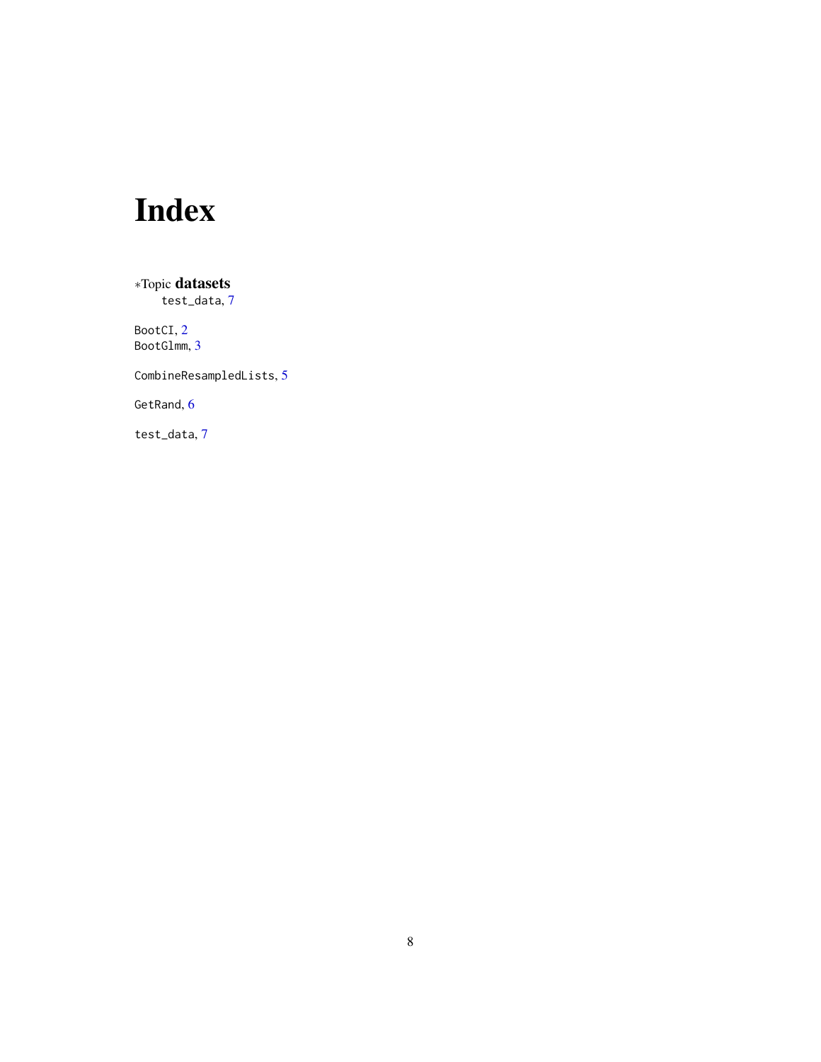# Index

∗Topic **datasets**
    test_data, 7

BootCI, 2
BootGlmm, 3

CombineResampledLists, 5

GetRand, 6

test_data, 7